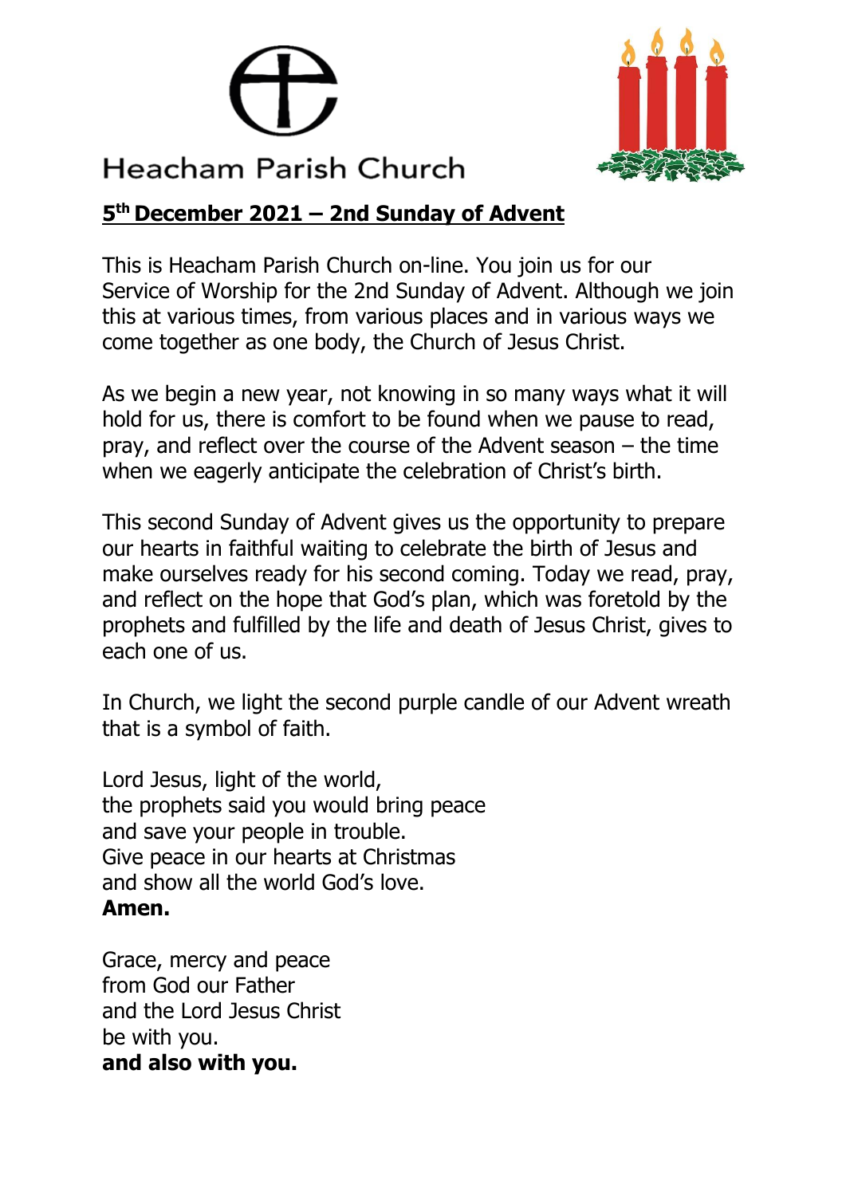# Heacham Parish Church

## 5th December 2021 – 2nd Sunday of Advent

This is Heacham Parish Church on-line. You join us for our Service of Worship for the 2nd Sunday of Advent. Although we join this at various times, from various places and in various ways we come together as one body, the Church of Jesus Christ.

As we begin a new year, not knowing in so many ways what it will hold for us, there is comfort to be found when we pause to read, pray, and reflect over the course of the Advent season – the time when we eagerly anticipate the celebration of Christ's birth.

This second Sunday of Advent gives us the opportunity to prepare our hearts in faithful waiting to celebrate the birth of Jesus and make ourselves ready for his second coming. Today we read, pray, and reflect on the hope that God's plan, which was foretold by the prophets and fulfilled by the life and death of Jesus Christ, gives to each one of us.

In Church, we light the second purple candle of our Advent wreath that is a symbol of faith.

Lord Jesus, light of the world,
the prophets said you would bring peace
and save your people in trouble.
Give peace in our hearts at Christmas
and show all the world God's love.
**Amen.**

Grace, mercy and peace
from God our Father
and the Lord Jesus Christ
be with you.
**and also with you.**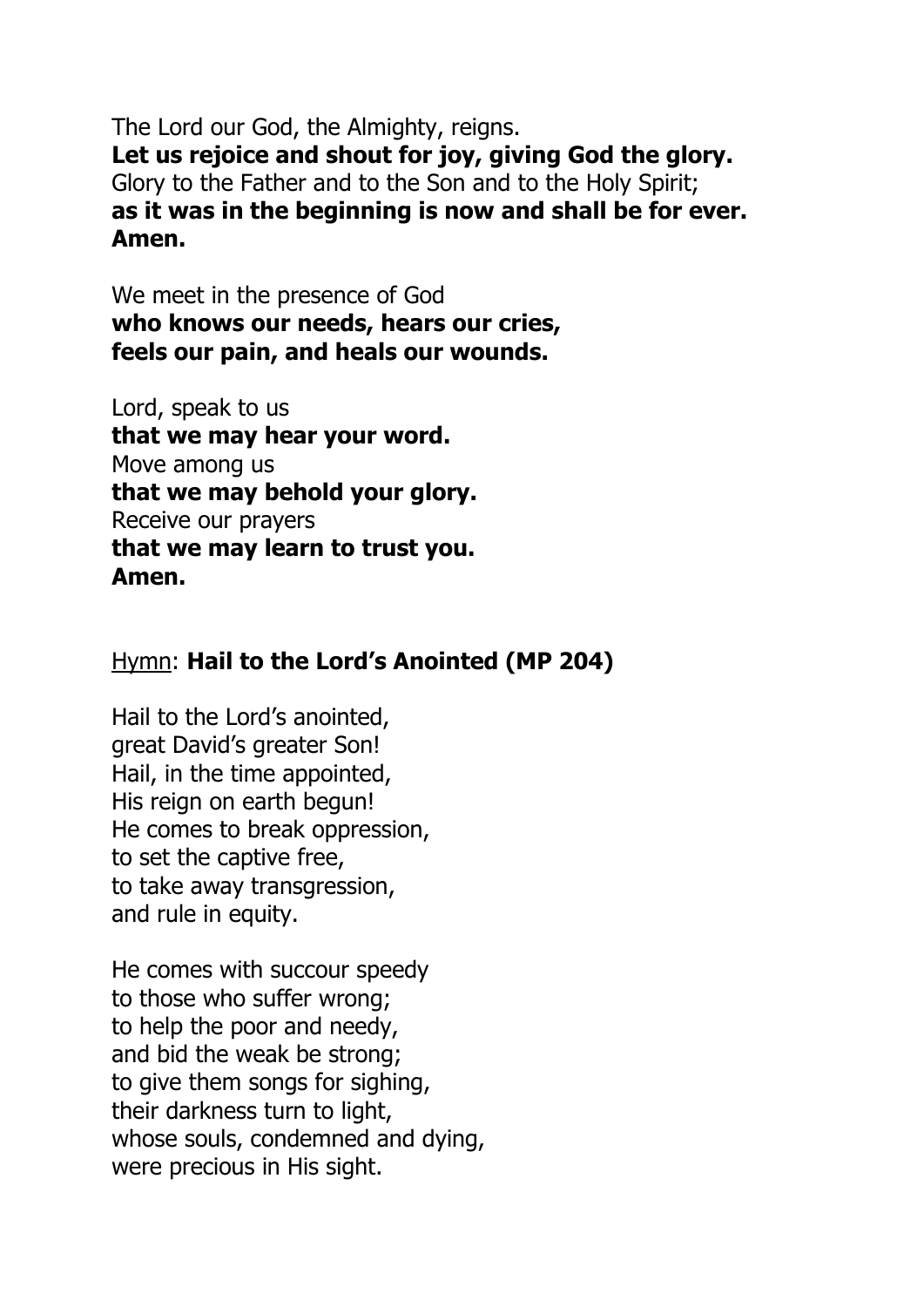The Lord our God, the Almighty, reigns.
**Let us rejoice and shout for joy, giving God the glory.**
Glory to the Father and to the Son and to the Holy Spirit;
**as it was in the beginning is now and shall be for ever.**
**Amen.**

We meet in the presence of God
**who knows our needs, hears our cries,**
**feels our pain, and heals our wounds.**

Lord, speak to us
**that we may hear your word.**
Move among us
**that we may behold your glory.**
Receive our prayers
**that we may learn to trust you.**
**Amen.**

Hymn: **Hail to the Lord's Anointed (MP 204)**

Hail to the Lord's anointed,
great David's greater Son!
Hail, in the time appointed,
His reign on earth begun!
He comes to break oppression,
to set the captive free,
to take away transgression,
and rule in equity.

He comes with succour speedy
to those who suffer wrong;
to help the poor and needy,
and bid the weak be strong;
to give them songs for sighing,
their darkness turn to light,
whose souls, condemned and dying,
were precious in His sight.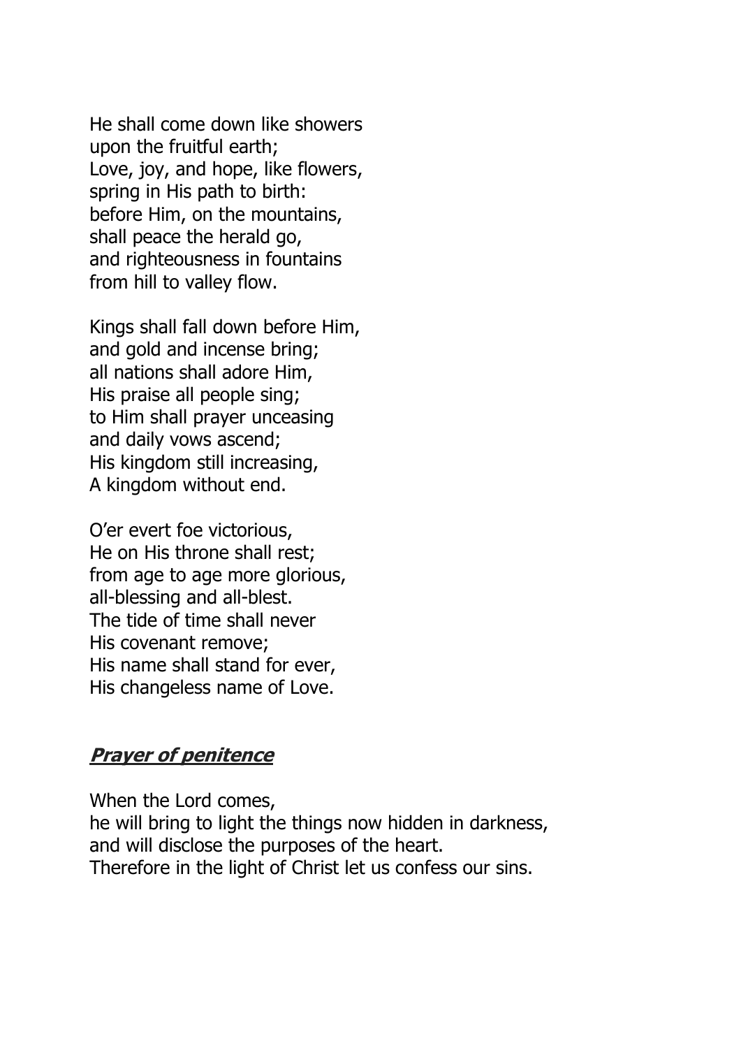He shall come down like showers
upon the fruitful earth;
Love, joy, and hope, like flowers,
spring in His path to birth:
before Him, on the mountains,
shall peace the herald go,
and righteousness in fountains
from hill to valley flow.

Kings shall fall down before Him,
and gold and incense bring;
all nations shall adore Him,
His praise all people sing;
to Him shall prayer unceasing
and daily vows ascend;
His kingdom still increasing,
A kingdom without end.

O'er evert foe victorious,
He on His throne shall rest;
from age to age more glorious,
all-blessing and all-blest.
The tide of time shall never
His covenant remove;
His name shall stand for ever,
His changeless name of Love.

## ***Prayer of penitence***

When the Lord comes,
he will bring to light the things now hidden in darkness,
and will disclose the purposes of the heart.
Therefore in the light of Christ let us confess our sins.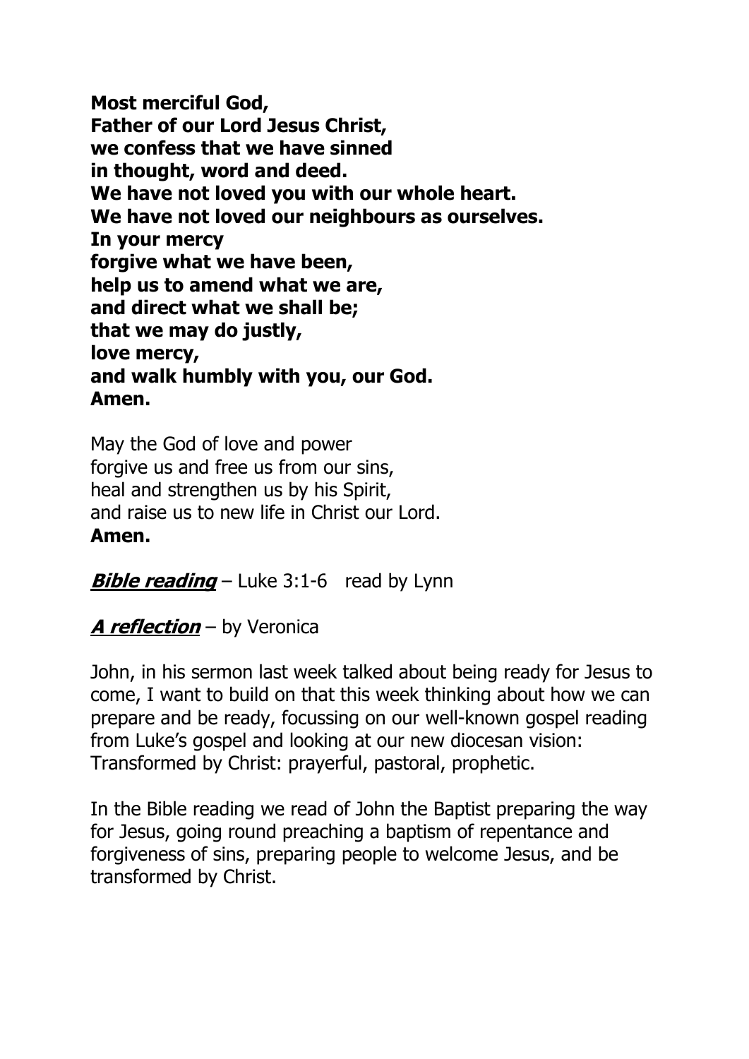**Most merciful God,**  
**Father of our Lord Jesus Christ,**  
**we confess that we have sinned**  
**in thought, word and deed.**  
**We have not loved you with our whole heart.**  
**We have not loved our neighbours as ourselves.**  
**In your mercy**  
**forgive what we have been,**  
**help us to amend what we are,**  
**and direct what we shall be;**  
**that we may do justly,**  
**love mercy,**  
**and walk humbly with you, our God.**  
**Amen.**

May the God of love and power  
forgive us and free us from our sins,  
heal and strengthen us by his Spirit,  
and raise us to new life in Christ our Lord.  
**Amen.**

***Bible reading*** – Luke 3:1-6 read by Lynn

***A reflection*** – by Veronica

John, in his sermon last week talked about being ready for Jesus to come, I want to build on that this week thinking about how we can prepare and be ready, focussing on our well-known gospel reading from Luke's gospel and looking at our new diocesan vision: Transformed by Christ: prayerful, pastoral, prophetic.

In the Bible reading we read of John the Baptist preparing the way for Jesus, going round preaching a baptism of repentance and forgiveness of sins, preparing people to welcome Jesus, and be transformed by Christ.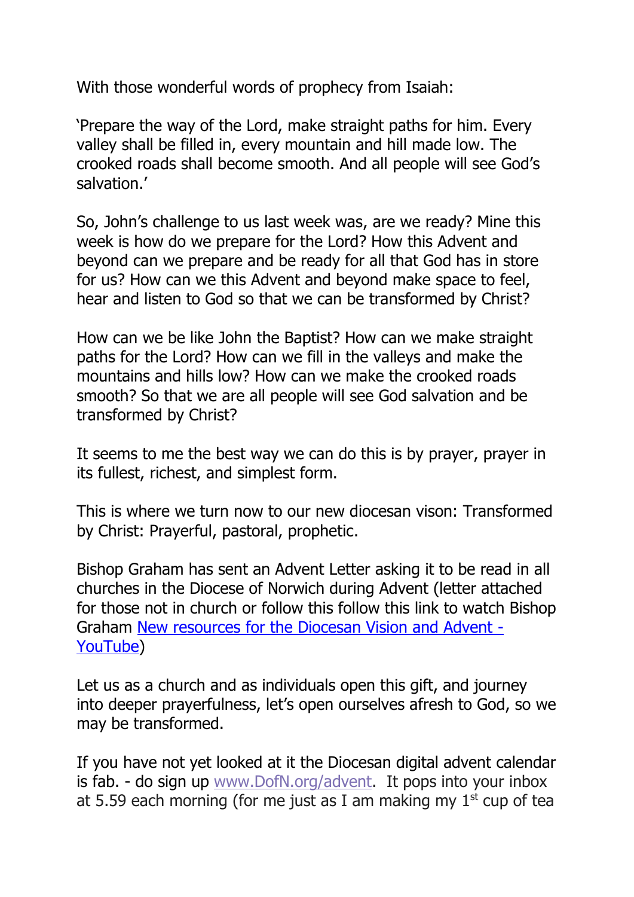With those wonderful words of prophecy from Isaiah:

'Prepare the way of the Lord, make straight paths for him. Every valley shall be filled in, every mountain and hill made low. The crooked roads shall become smooth. And all people will see God's salvation.'

So, John's challenge to us last week was, are we ready? Mine this week is how do we prepare for the Lord? How this Advent and beyond can we prepare and be ready for all that God has in store for us? How can we this Advent and beyond make space to feel, hear and listen to God so that we can be transformed by Christ?

How can we be like John the Baptist? How can we make straight paths for the Lord? How can we fill in the valleys and make the mountains and hills low? How can we make the crooked roads smooth? So that we are all people will see God salvation and be transformed by Christ?

It seems to me the best way we can do this is by prayer, prayer in its fullest, richest, and simplest form.

This is where we turn now to our new diocesan vison: Transformed by Christ: Prayerful, pastoral, prophetic.

Bishop Graham has sent an Advent Letter asking it to be read in all churches in the Diocese of Norwich during Advent (letter attached for those not in church or follow this follow this link to watch Bishop Graham [New resources for the Diocesan Vision and Advent - YouTube])

Let us as a church and as individuals open this gift, and journey into deeper prayerfulness, let's open ourselves afresh to God, so we may be transformed.

If you have not yet looked at it the Diocesan digital advent calendar is fab. - do sign up www.DofN.org/advent. It pops into your inbox at 5.59 each morning (for me just as I am making my 1st cup of tea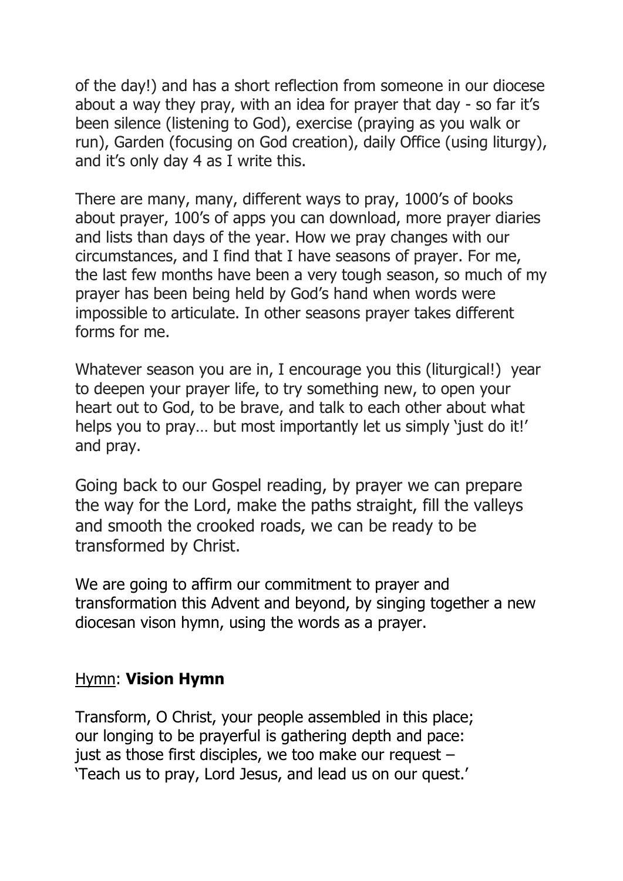of the day!) and has a short reflection from someone in our diocese about a way they pray, with an idea for prayer that day - so far it's been silence (listening to God), exercise (praying as you walk or run), Garden (focusing on God creation), daily Office (using liturgy), and it's only day 4 as I write this.

There are many, many, different ways to pray, 1000's of books about prayer, 100's of apps you can download, more prayer diaries and lists than days of the year. How we pray changes with our circumstances, and I find that I have seasons of prayer. For me, the last few months have been a very tough season, so much of my prayer has been being held by God's hand when words were impossible to articulate. In other seasons prayer takes different forms for me.

Whatever season you are in, I encourage you this (liturgical!) year to deepen your prayer life, to try something new, to open your heart out to God, to be brave, and talk to each other about what helps you to pray… but most importantly let us simply 'just do it!' and pray.

Going back to our Gospel reading, by prayer we can prepare the way for the Lord, make the paths straight, fill the valleys and smooth the crooked roads, we can be ready to be transformed by Christ.

We are going to affirm our commitment to prayer and transformation this Advent and beyond, by singing together a new diocesan vison hymn, using the words as a prayer.

<u>Hymn</u>: **Vision Hymn**

Transform, O Christ, your people assembled in this place;
our longing to be prayerful is gathering depth and pace:
just as those first disciples, we too make our request –
'Teach us to pray, Lord Jesus, and lead us on our quest.'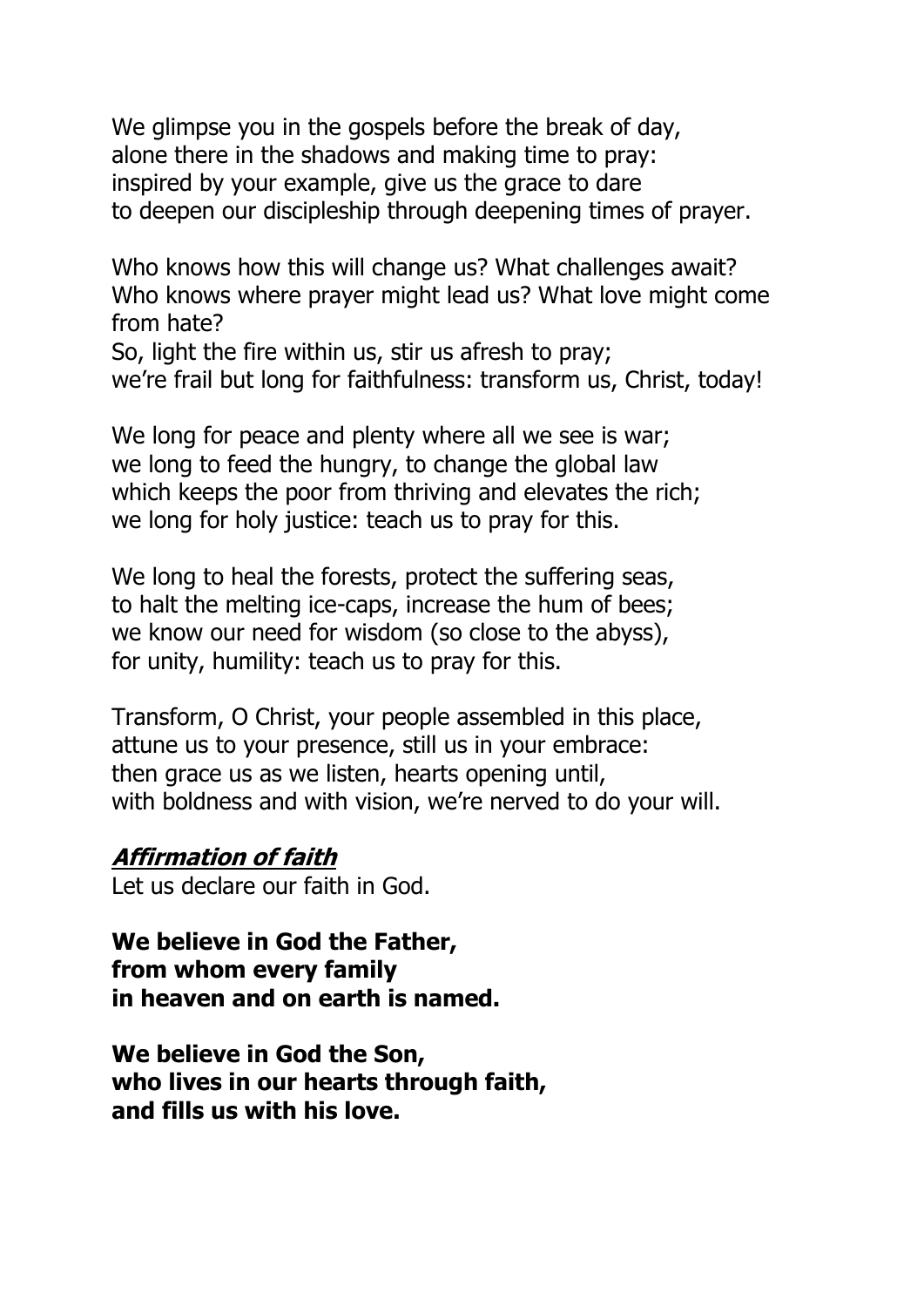We glimpse you in the gospels before the break of day,
alone there in the shadows and making time to pray:
inspired by your example, give us the grace to dare
to deepen our discipleship through deepening times of prayer.

Who knows how this will change us? What challenges await?
Who knows where prayer might lead us? What love might come from hate?
So, light the fire within us, stir us afresh to pray;
we're frail but long for faithfulness: transform us, Christ, today!

We long for peace and plenty where all we see is war;
we long to feed the hungry, to change the global law
which keeps the poor from thriving and elevates the rich;
we long for holy justice: teach us to pray for this.

We long to heal the forests, protect the suffering seas,
to halt the melting ice-caps, increase the hum of bees;
we know our need for wisdom (so close to the abyss),
for unity, humility: teach us to pray for this.

Transform, O Christ, your people assembled in this place,
attune us to your presence, still us in your embrace:
then grace us as we listen, hearts opening until,
with boldness and with vision, we're nerved to do your will.

***Affirmation of faith***

Let us declare our faith in God.

**We believe in God the Father,
from whom every family
in heaven and on earth is named.**

**We believe in God the Son,
who lives in our hearts through faith,
and fills us with his love.**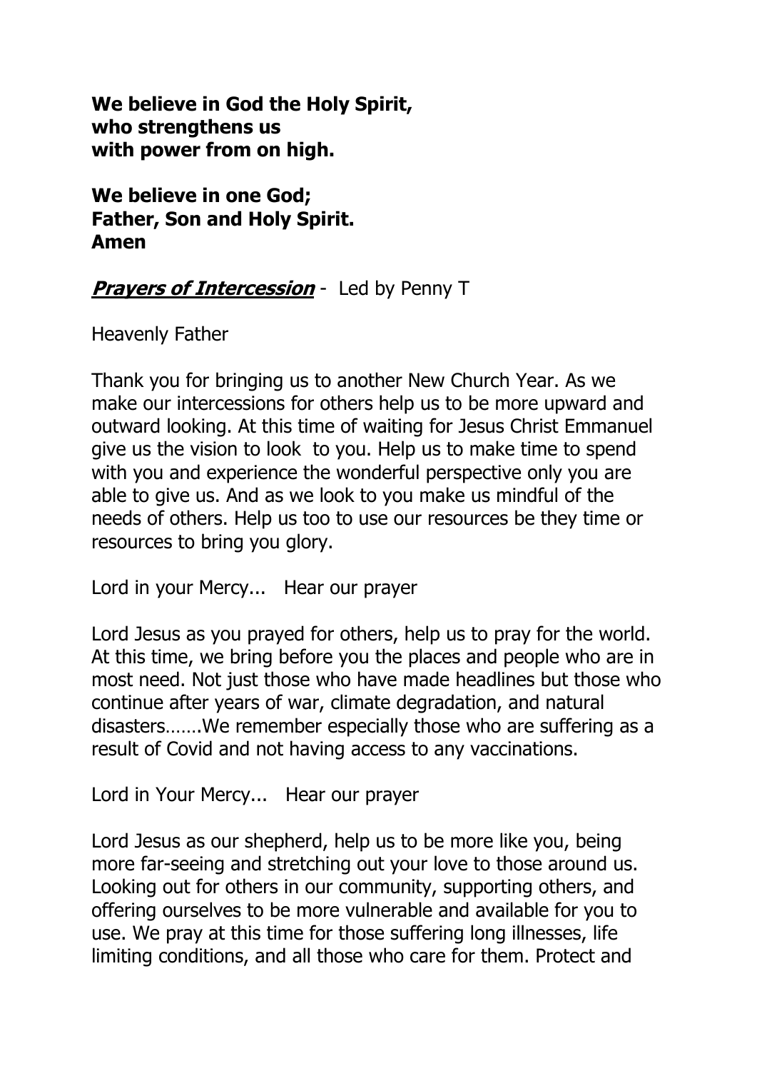**We believe in God the Holy Spirit,**
**who strengthens us**
**with power from on high.**

**We believe in one God;**
**Father, Son and Holy Spirit.**
**Amen**

***Prayers of Intercession*** - Led by Penny T

Heavenly Father

Thank you for bringing us to another New Church Year. As we make our intercessions for others help us to be more upward and outward looking. At this time of waiting for Jesus Christ Emmanuel give us the vision to look to you. Help us to make time to spend with you and experience the wonderful perspective only you are able to give us. And as we look to you make us mindful of the needs of others. Help us too to use our resources be they time or resources to bring you glory.

Lord in your Mercy... Hear our prayer

Lord Jesus as you prayed for others, help us to pray for the world. At this time, we bring before you the places and people who are in most need. Not just those who have made headlines but those who continue after years of war, climate degradation, and natural disasters…….We remember especially those who are suffering as a result of Covid and not having access to any vaccinations.

Lord in Your Mercy... Hear our prayer

Lord Jesus as our shepherd, help us to be more like you, being more far-seeing and stretching out your love to those around us. Looking out for others in our community, supporting others, and offering ourselves to be more vulnerable and available for you to use. We pray at this time for those suffering long illnesses, life limiting conditions, and all those who care for them. Protect and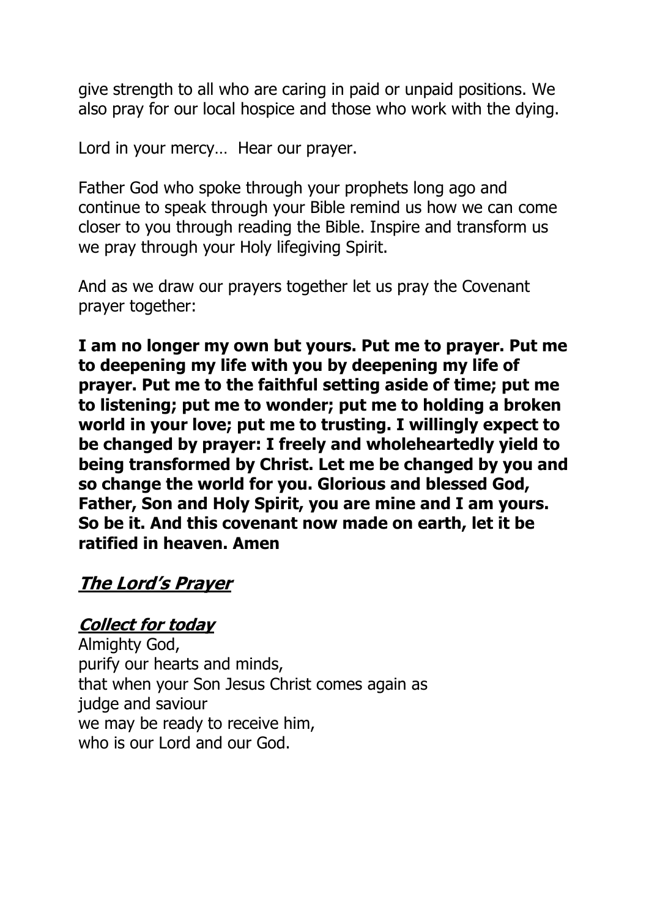give strength to all who are caring in paid or unpaid positions. We also pray for our local hospice and those who work with the dying.

Lord in your mercy… Hear our prayer.

Father God who spoke through your prophets long ago and continue to speak through your Bible remind us how we can come closer to you through reading the Bible. Inspire and transform us we pray through your Holy lifegiving Spirit.

And as we draw our prayers together let us pray the Covenant prayer together:

**I am no longer my own but yours. Put me to prayer. Put me to deepening my life with you by deepening my life of prayer. Put me to the faithful setting aside of time; put me to listening; put me to wonder; put me to holding a broken world in your love; put me to trusting. I willingly expect to be changed by prayer: I freely and wholeheartedly yield to being transformed by Christ. Let me be changed by you and so change the world for you. Glorious and blessed God, Father, Son and Holy Spirit, you are mine and I am yours. So be it. And this covenant now made on earth, let it be ratified in heaven. Amen**

## ***The Lord's Prayer***

### ***Collect for today***

Almighty God,
purify our hearts and minds,
that when your Son Jesus Christ comes again as
judge and saviour
we may be ready to receive him,
who is our Lord and our God.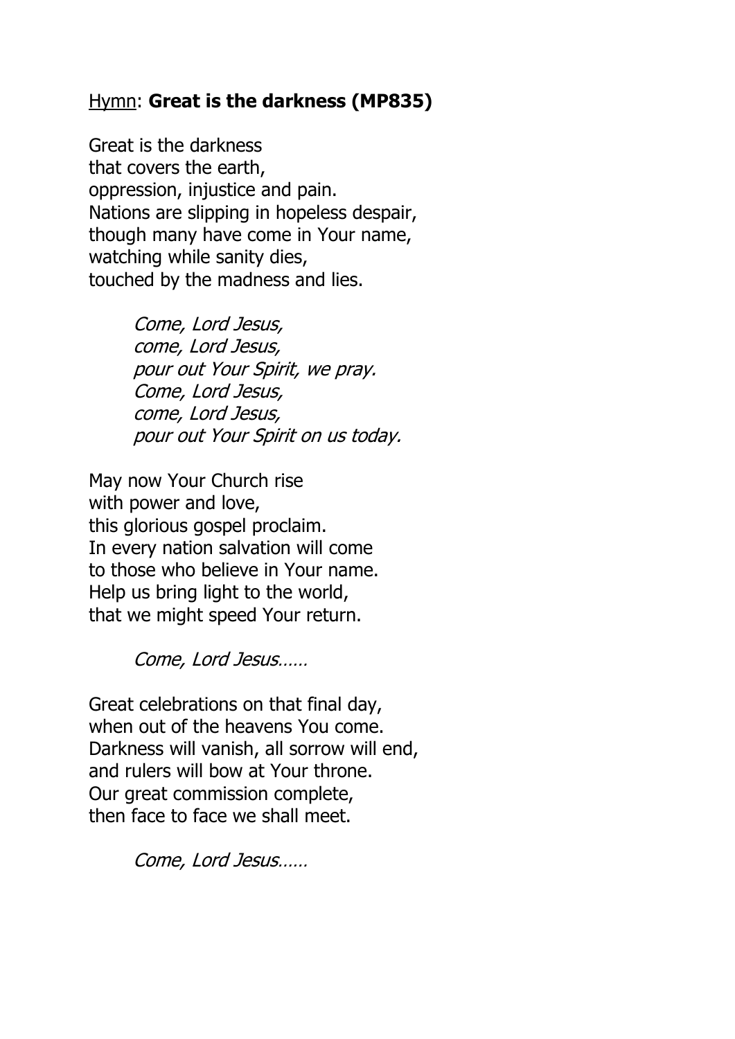Hymn: **Great is the darkness (MP835)**

Great is the darkness  
that covers the earth,  
oppression, injustice and pain.  
Nations are slipping in hopeless despair,  
though many have come in Your name,  
watching while sanity dies,  
touched by the madness and lies.

*Come, Lord Jesus,*  
*come, Lord Jesus,*  
*pour out Your Spirit, we pray.*  
*Come, Lord Jesus,*  
*come, Lord Jesus,*  
*pour out Your Spirit on us today.*

May now Your Church rise  
with power and love,  
this glorious gospel proclaim.  
In every nation salvation will come  
to those who believe in Your name.  
Help us bring light to the world,  
that we might speed Your return.

*Come, Lord Jesus……*

Great celebrations on that final day,  
when out of the heavens You come.  
Darkness will vanish, all sorrow will end,  
and rulers will bow at Your throne.  
Our great commission complete,  
then face to face we shall meet.

*Come, Lord Jesus……*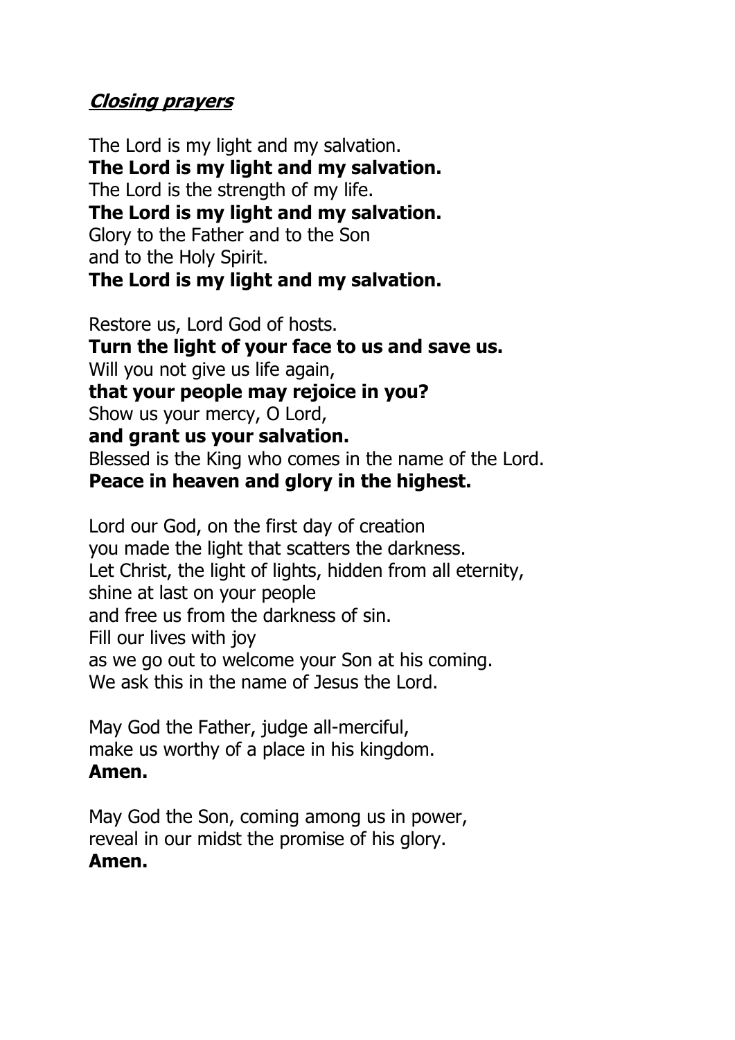## ***Closing prayers***

The Lord is my light and my salvation.
**The Lord is my light and my salvation.**
The Lord is the strength of my life.
**The Lord is my light and my salvation.**
Glory to the Father and to the Son
and to the Holy Spirit.
**The Lord is my light and my salvation.**

Restore us, Lord God of hosts.
**Turn the light of your face to us and save us.**
Will you not give us life again,
**that your people may rejoice in you?**
Show us your mercy, O Lord,
**and grant us your salvation.**
Blessed is the King who comes in the name of the Lord.
**Peace in heaven and glory in the highest.**

Lord our God, on the first day of creation
you made the light that scatters the darkness.
Let Christ, the light of lights, hidden from all eternity,
shine at last on your people
and free us from the darkness of sin.
Fill our lives with joy
as we go out to welcome your Son at his coming.
We ask this in the name of Jesus the Lord.

May God the Father, judge all-merciful,
make us worthy of a place in his kingdom.
**Amen.**

May God the Son, coming among us in power,
reveal in our midst the promise of his glory.
**Amen.**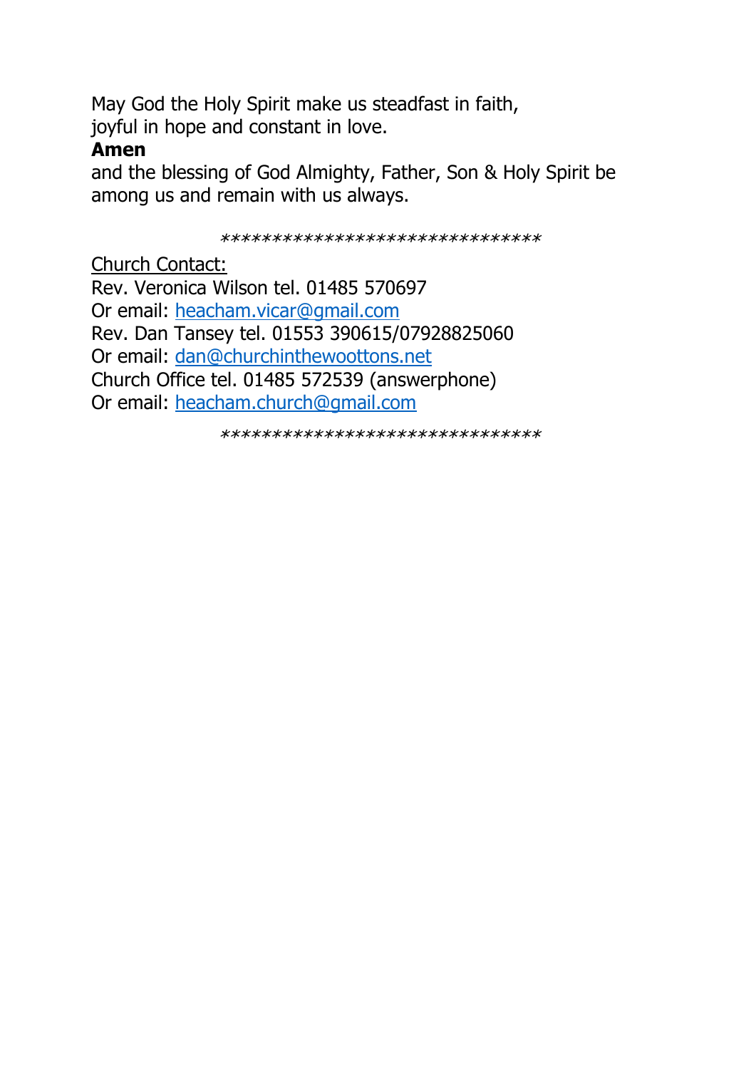May God the Holy Spirit make us steadfast in faith,
joyful in hope and constant in love.

**Amen**

and the blessing of God Almighty, Father, Son & Holy Spirit be among us and remain with us always.

*******************************

Church Contact:

Rev. Veronica Wilson tel. 01485 570697
Or email: heacham.vicar@gmail.com
Rev. Dan Tansey tel. 01553 390615/07928825060
Or email: dan@churchinthewoottons.net
Church Office tel. 01485 572539 (answerphone)
Or email: heacham.church@gmail.com

*******************************